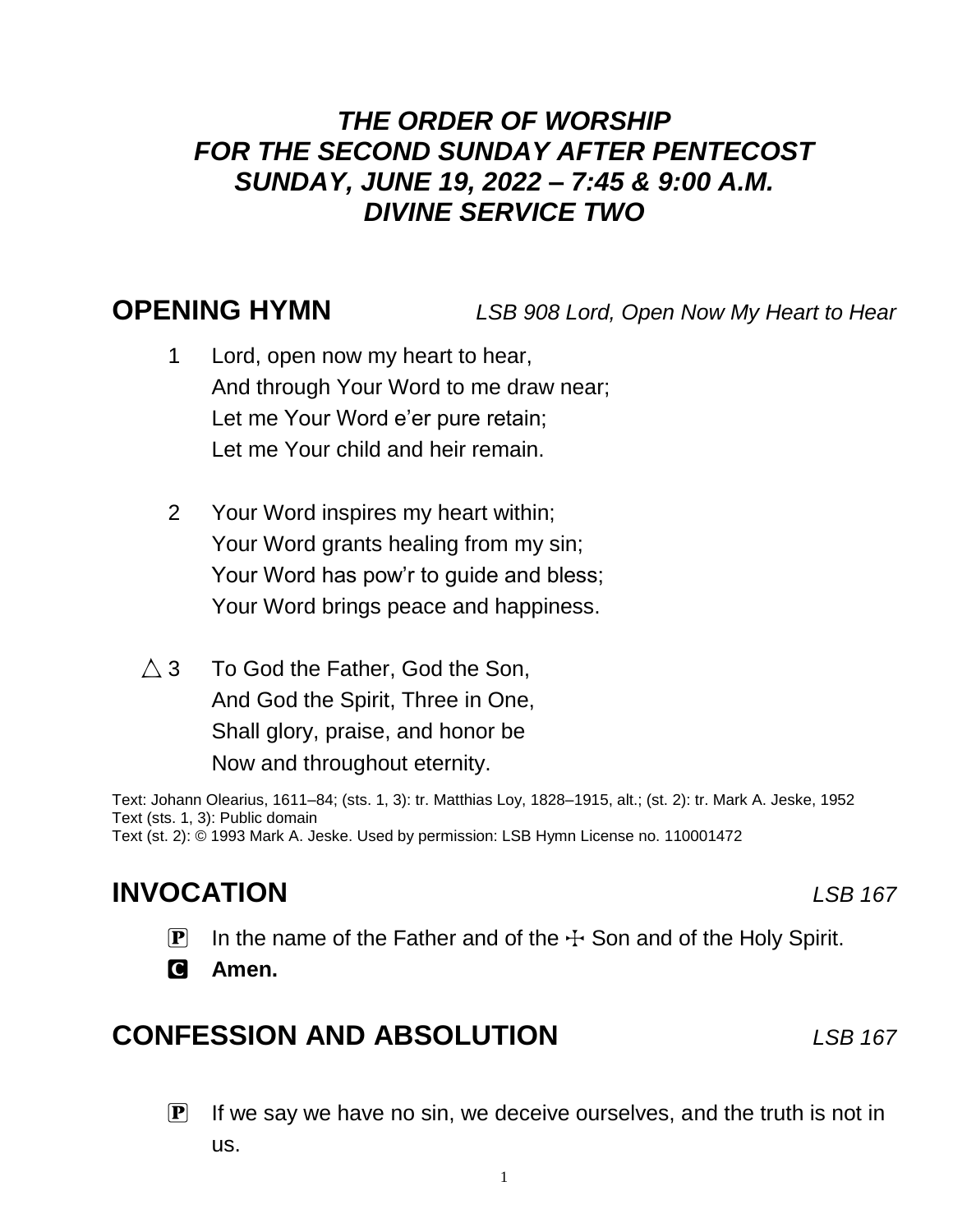# *THE ORDER OF WORSHIP FOR THE SECOND SUNDAY AFTER PENTECOST SUNDAY, JUNE 19, 2022 – 7:45 & 9:00 A.M. DIVINE SERVICE TWO*

## OPENING HYMN *LSB 908 Lord, Open Now My Heart to Hear*

1 Lord, open now my heart to hear,
And through Your Word to me draw near;
Let me Your Word e'er pure retain;
Let me Your child and heir remain.

2 Your Word inspires my heart within;
Your Word grants healing from my sin;
Your Word has pow'r to guide and bless;
Your Word brings peace and happiness.

△ 3 To God the Father, God the Son,
And God the Spirit, Three in One,
Shall glory, praise, and honor be
Now and throughout eternity.

Text: Johann Olearius, 1611–84; (sts. 1, 3): tr. Matthias Loy, 1828–1915, alt.; (st. 2): tr. Mark A. Jeske, 1952
Text (sts. 1, 3): Public domain
Text (st. 2): © 1993 Mark A. Jeske. Used by permission: LSB Hymn License no. 110001472

## INVOCATION *LSB 167*

P In the name of the Father and of the ☩ Son and of the Holy Spirit.
C **Amen.**

## CONFESSION AND ABSOLUTION *LSB 167*

P If we say we have no sin, we deceive ourselves, and the truth is not in us.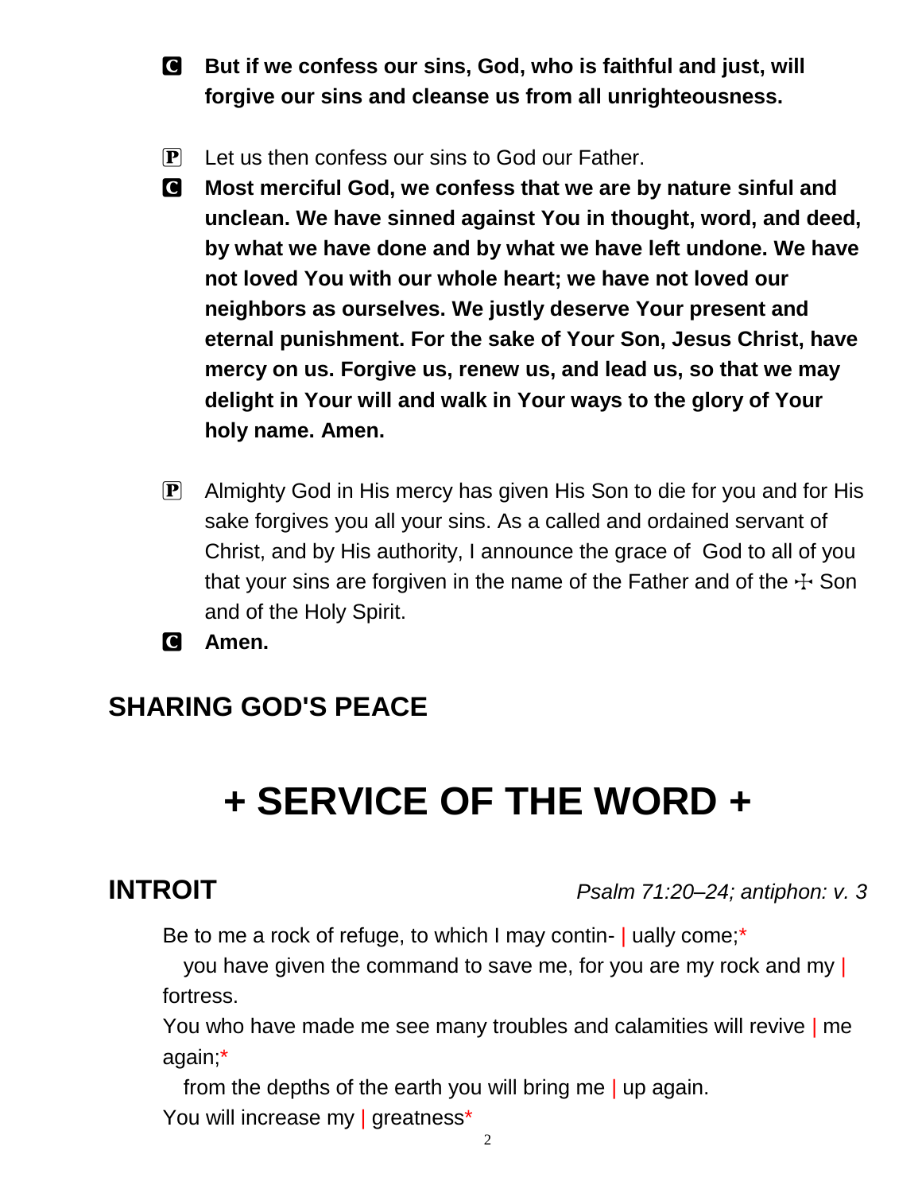**C** **But if we confess our sins, God, who is faithful and just, will forgive our sins and cleanse us from all unrighteousness.**

**P** Let us then confess our sins to God our Father.

**C** **Most merciful God, we confess that we are by nature sinful and unclean. We have sinned against You in thought, word, and deed, by what we have done and by what we have left undone. We have not loved You with our whole heart; we have not loved our neighbors as ourselves. We justly deserve Your present and eternal punishment. For the sake of Your Son, Jesus Christ, have mercy on us. Forgive us, renew us, and lead us, so that we may delight in Your will and walk in Your ways to the glory of Your holy name. Amen.**

**P** Almighty God in His mercy has given His Son to die for you and for His sake forgives you all your sins. As a called and ordained servant of Christ, and by His authority, I announce the grace of God to all of you that your sins are forgiven in the name of the Father and of the ☩ Son and of the Holy Spirit.

**C** **Amen.**

## SHARING GOD'S PEACE

# + SERVICE OF THE WORD +

## INTROIT

*Psalm 71:20–24; antiphon: v. 3*

Be to me a rock of refuge, to which I may contin- | ually come;*
   you have given the command to save me, for you are my rock and my | fortress.
You who have made me see many troubles and calamities will revive | me again;*
   from the depths of the earth you will bring me | up again.
You will increase my | greatness*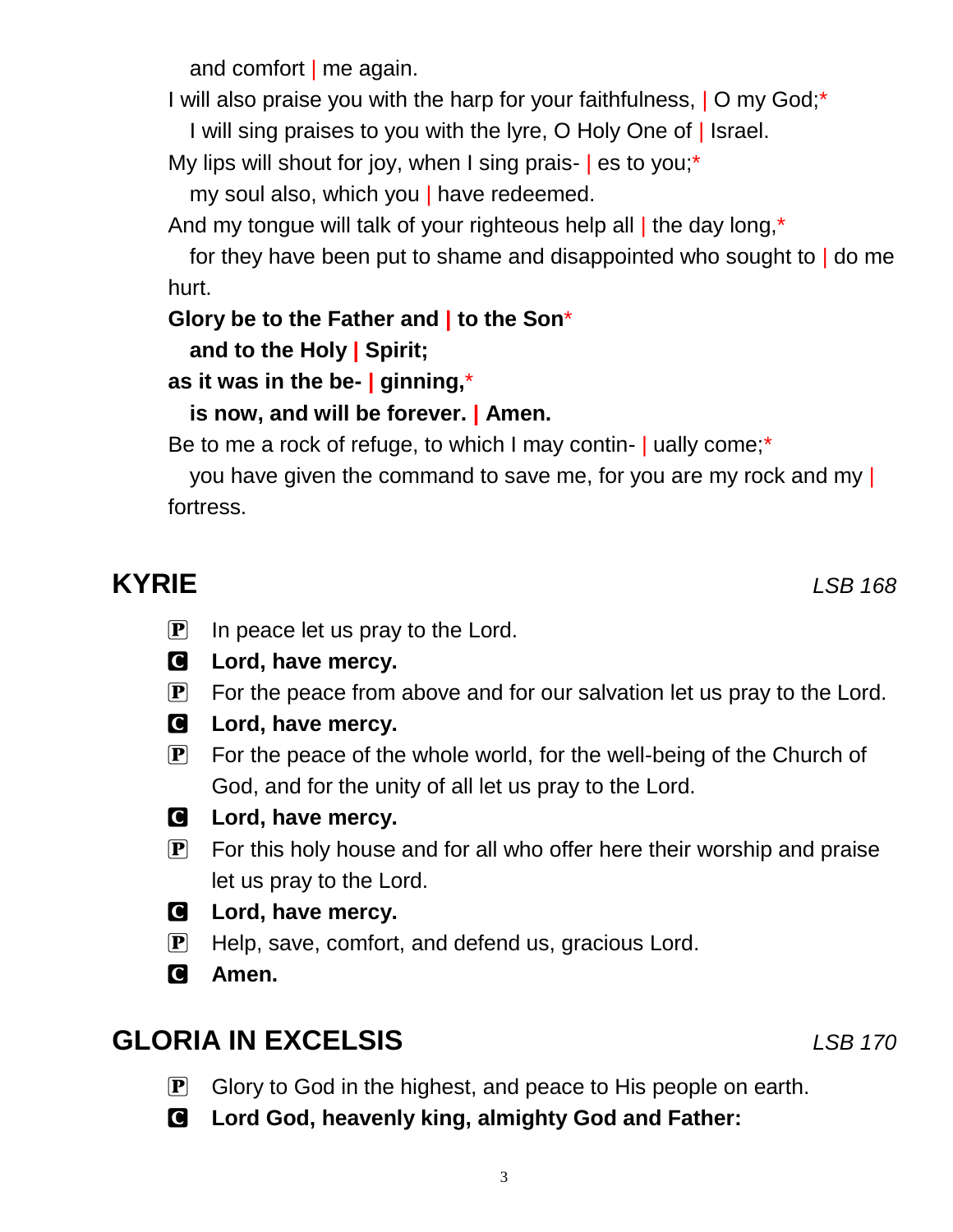and comfort | me again.

I will also praise you with the harp for your faithfulness, | O my God;*

I will sing praises to you with the lyre, O Holy One of | Israel.

My lips will shout for joy, when I sing prais- | es to you;*

my soul also, which you | have redeemed.

And my tongue will talk of your righteous help all | the day long,*

for they have been put to shame and disappointed who sought to | do me hurt.

**Glory be to the Father and | to the Son***

**and to the Holy | Spirit;**

**as it was in the be- | ginning,***

**is now, and will be forever. | Amen.**

Be to me a rock of refuge, to which I may contin- | ually come;*

you have given the command to save me, for you are my rock and my | fortress.

## KYRIE

*LSB 168*

P In peace let us pray to the Lord.

C **Lord, have mercy.**

P For the peace from above and for our salvation let us pray to the Lord.

C **Lord, have mercy.**

P For the peace of the whole world, for the well-being of the Church of God, and for the unity of all let us pray to the Lord.

C **Lord, have mercy.**

P For this holy house and for all who offer here their worship and praise let us pray to the Lord.

C **Lord, have mercy.**

P Help, save, comfort, and defend us, gracious Lord.

C **Amen.**

## GLORIA IN EXCELSIS

*LSB 170*

P Glory to God in the highest, and peace to His people on earth.

C **Lord God, heavenly king, almighty God and Father:**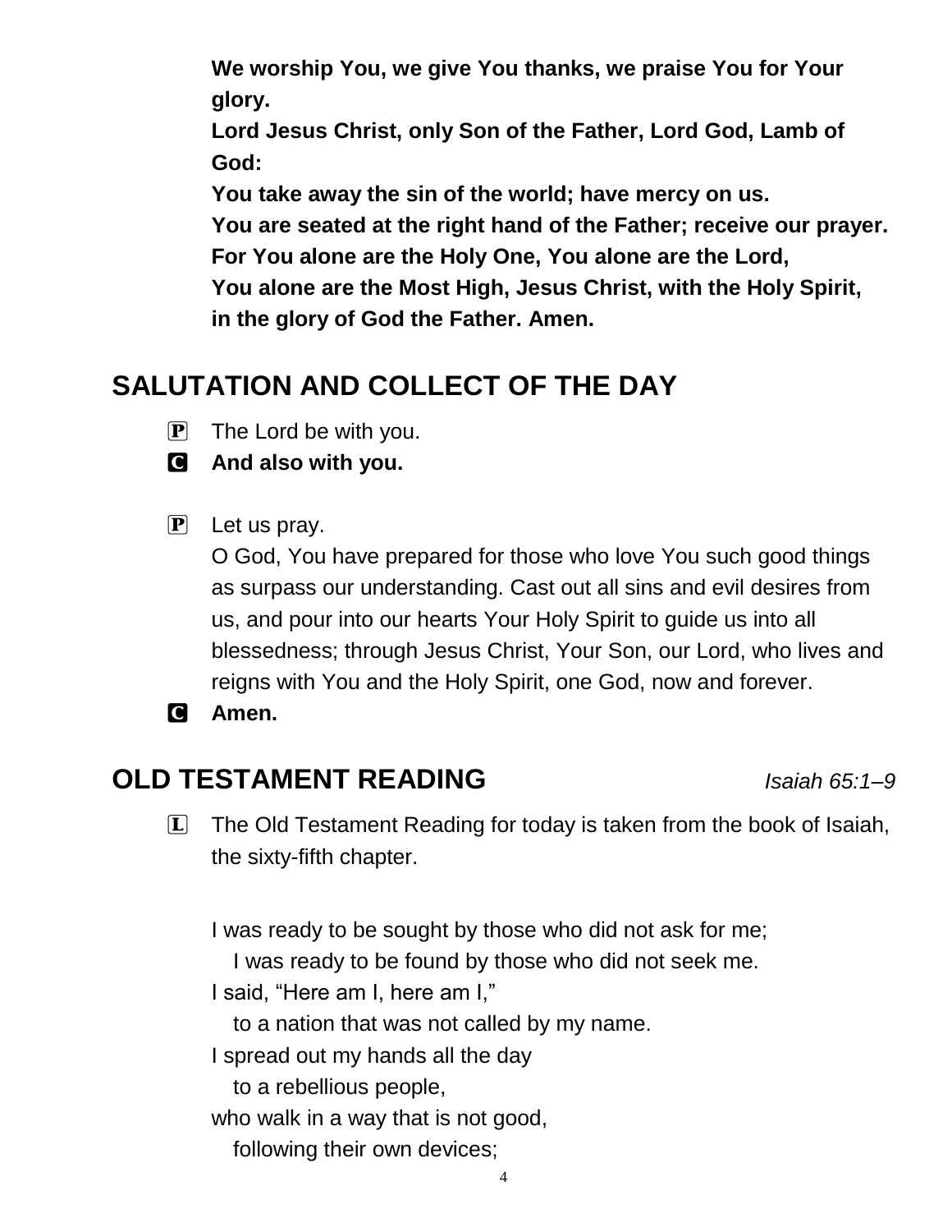**We worship You, we give You thanks, we praise You for Your glory.**
**Lord Jesus Christ, only Son of the Father, Lord God, Lamb of God:**
**You take away the sin of the world; have mercy on us.**
**You are seated at the right hand of the Father; receive our prayer.**
**For You alone are the Holy One, You alone are the Lord,**
**You alone are the Most High, Jesus Christ, with the Holy Spirit,**
**in the glory of God the Father. Amen.**

## SALUTATION AND COLLECT OF THE DAY

P The Lord be with you.
**C And also with you.**

P Let us pray.
O God, You have prepared for those who love You such good things as surpass our understanding. Cast out all sins and evil desires from us, and pour into our hearts Your Holy Spirit to guide us into all blessedness; through Jesus Christ, Your Son, our Lord, who lives and reigns with You and the Holy Spirit, one God, now and forever.
**C Amen.**

## OLD TESTAMENT READING *Isaiah 65:1–9*

L The Old Testament Reading for today is taken from the book of Isaiah, the sixty-fifth chapter.

I was ready to be sought by those who did not ask for me;
  I was ready to be found by those who did not seek me.
I said, "Here am I, here am I,"
  to a nation that was not called by my name.
I spread out my hands all the day
  to a rebellious people,
who walk in a way that is not good,
  following their own devices;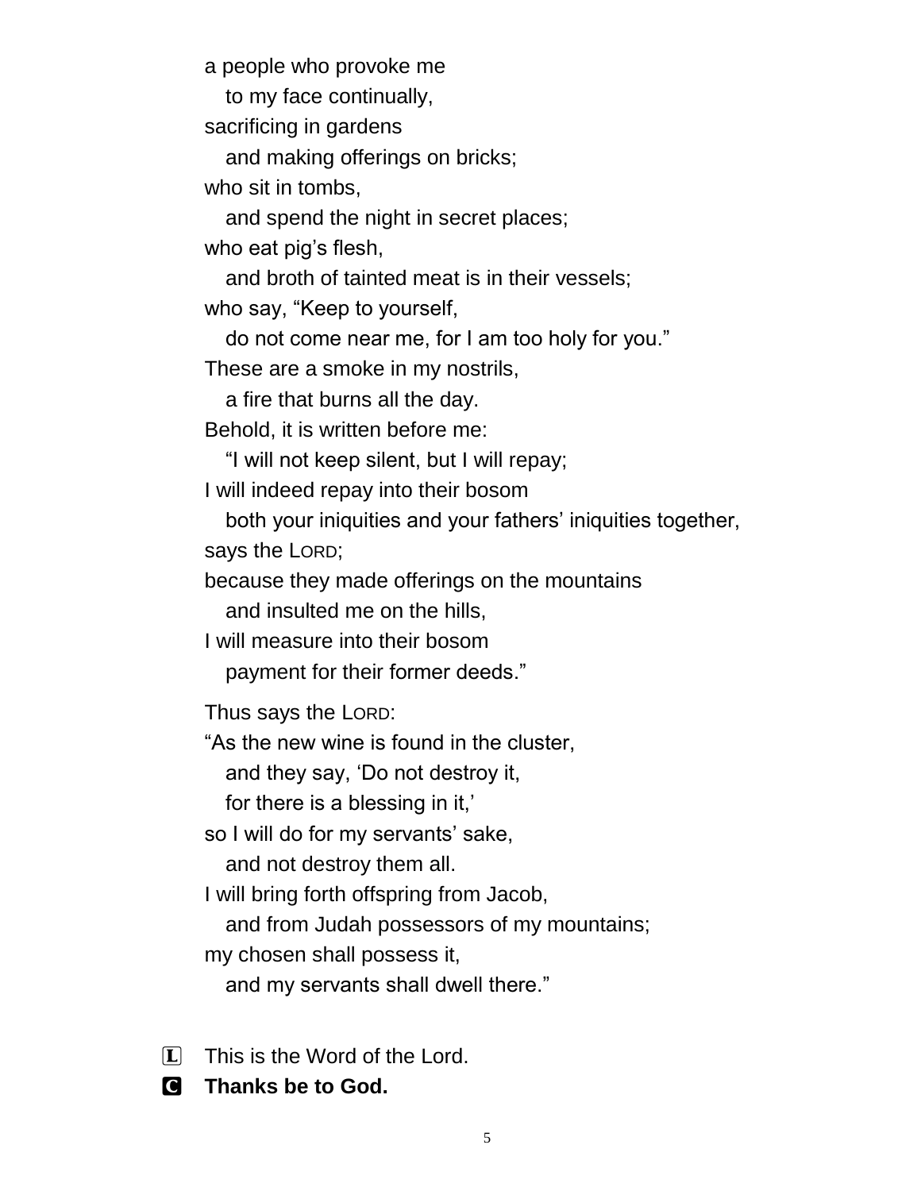a people who provoke me
  to my face continually,
sacrificing in gardens
  and making offerings on bricks;
who sit in tombs,
  and spend the night in secret places;
who eat pig's flesh,
  and broth of tainted meat is in their vessels;
who say, "Keep to yourself,
  do not come near me, for I am too holy for you."
These are a smoke in my nostrils,
  a fire that burns all the day.
Behold, it is written before me:
  "I will not keep silent, but I will repay;
I will indeed repay into their bosom
  both your iniquities and your fathers' iniquities together,
says the LORD;
because they made offerings on the mountains
  and insulted me on the hills,
I will measure into their bosom
  payment for their former deeds."

Thus says the LORD:
"As the new wine is found in the cluster,
  and they say, 'Do not destroy it,
  for there is a blessing in it,'
so I will do for my servants' sake,
  and not destroy them all.
I will bring forth offspring from Jacob,
  and from Judah possessors of my mountains;
my chosen shall possess it,
  and my servants shall dwell there."

L This is the Word of the Lord.

C **Thanks be to God.**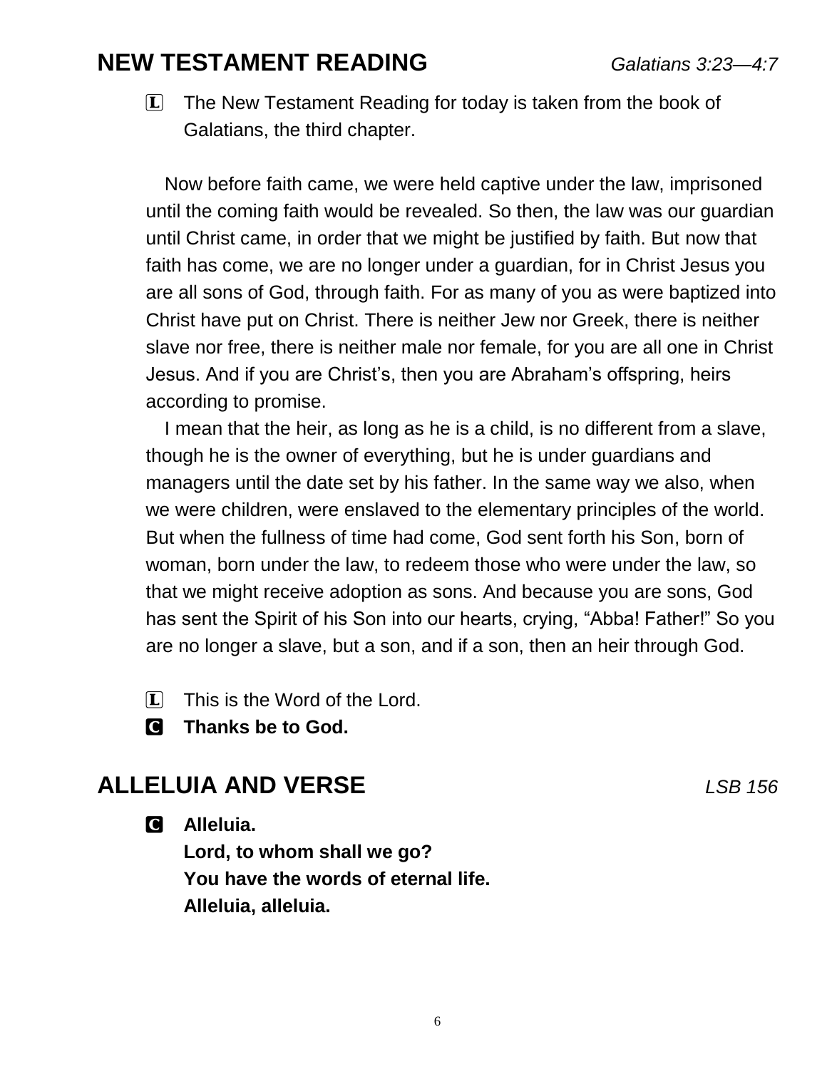## NEW TESTAMENT READING *Galatians 3:23—4:7*

L The New Testament Reading for today is taken from the book of Galatians, the third chapter.

Now before faith came, we were held captive under the law, imprisoned until the coming faith would be revealed. So then, the law was our guardian until Christ came, in order that we might be justified by faith. But now that faith has come, we are no longer under a guardian, for in Christ Jesus you are all sons of God, through faith. For as many of you as were baptized into Christ have put on Christ. There is neither Jew nor Greek, there is neither slave nor free, there is neither male nor female, for you are all one in Christ Jesus. And if you are Christ’s, then you are Abraham’s offspring, heirs according to promise.

I mean that the heir, as long as he is a child, is no different from a slave, though he is the owner of everything, but he is under guardians and managers until the date set by his father. In the same way we also, when we were children, were enslaved to the elementary principles of the world. But when the fullness of time had come, God sent forth his Son, born of woman, born under the law, to redeem those who were under the law, so that we might receive adoption as sons. And because you are sons, God has sent the Spirit of his Son into our hearts, crying, “Abba! Father!” So you are no longer a slave, but a son, and if a son, then an heir through God.

L This is the Word of the Lord.

**C Thanks be to God.**

## ALLELUIA AND VERSE *LSB 156*

**C Alleluia.**
**Lord, to whom shall we go?**
**You have the words of eternal life.**
**Alleluia, alleluia.**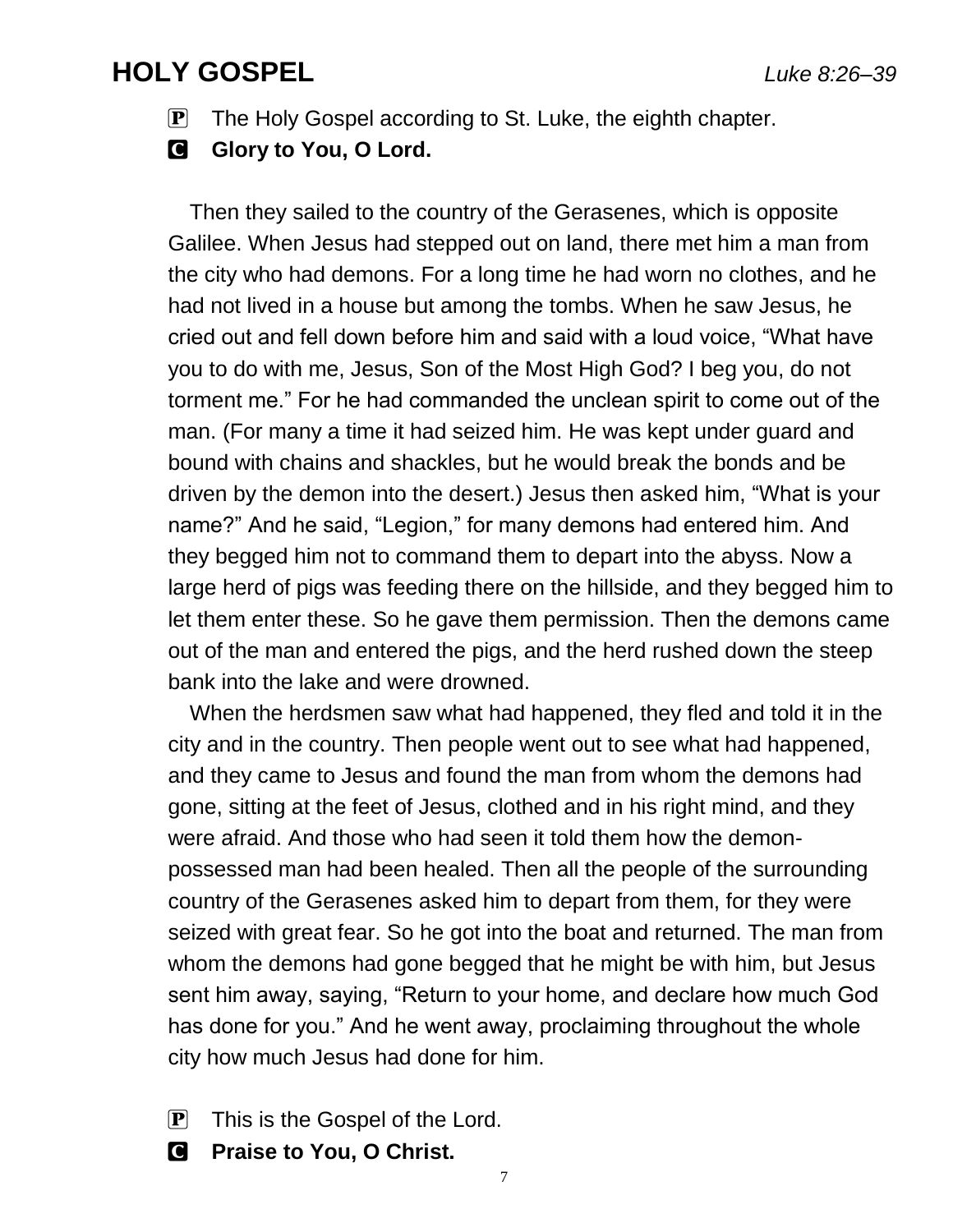## HOLY GOSPEL *Luke 8:26–39*

P The Holy Gospel according to St. Luke, the eighth chapter.

**C Glory to You, O Lord.**

Then they sailed to the country of the Gerasenes, which is opposite Galilee. When Jesus had stepped out on land, there met him a man from the city who had demons. For a long time he had worn no clothes, and he had not lived in a house but among the tombs. When he saw Jesus, he cried out and fell down before him and said with a loud voice, “What have you to do with me, Jesus, Son of the Most High God? I beg you, do not torment me.” For he had commanded the unclean spirit to come out of the man. (For many a time it had seized him. He was kept under guard and bound with chains and shackles, but he would break the bonds and be driven by the demon into the desert.) Jesus then asked him, “What is your name?” And he said, “Legion,” for many demons had entered him. And they begged him not to command them to depart into the abyss. Now a large herd of pigs was feeding there on the hillside, and they begged him to let them enter these. So he gave them permission. Then the demons came out of the man and entered the pigs, and the herd rushed down the steep bank into the lake and were drowned.

When the herdsmen saw what had happened, they fled and told it in the city and in the country. Then people went out to see what had happened, and they came to Jesus and found the man from whom the demons had gone, sitting at the feet of Jesus, clothed and in his right mind, and they were afraid. And those who had seen it told them how the demon-possessed man had been healed. Then all the people of the surrounding country of the Gerasenes asked him to depart from them, for they were seized with great fear. So he got into the boat and returned. The man from whom the demons had gone begged that he might be with him, but Jesus sent him away, saying, “Return to your home, and declare how much God has done for you.” And he went away, proclaiming throughout the whole city how much Jesus had done for him.

P This is the Gospel of the Lord.

**C Praise to You, O Christ.**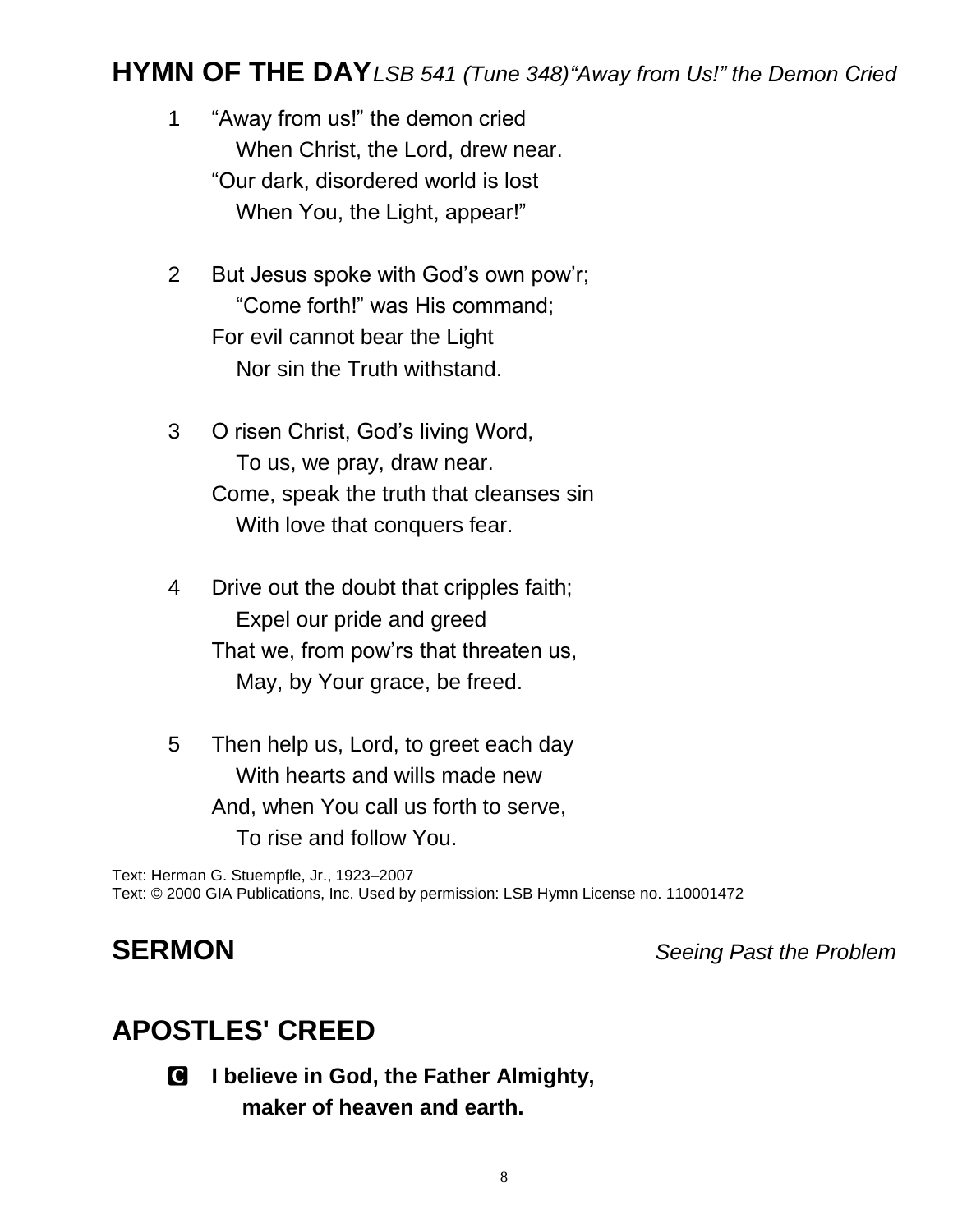## HYMN OF THE DAY *LSB 541 (Tune 348)“Away from Us!” the Demon Cried*

1 “Away from us!” the demon cried
When Christ, the Lord, drew near.
“Our dark, disordered world is lost
When You, the Light, appear!”

2 But Jesus spoke with God’s own pow’r;
“Come forth!” was His command;
For evil cannot bear the Light
Nor sin the Truth withstand.

3 O risen Christ, God’s living Word,
To us, we pray, draw near.
Come, speak the truth that cleanses sin
With love that conquers fear.

4 Drive out the doubt that cripples faith;
Expel our pride and greed
That we, from pow’rs that threaten us,
May, by Your grace, be freed.

5 Then help us, Lord, to greet each day
With hearts and wills made new
And, when You call us forth to serve,
To rise and follow You.

Text: Herman G. Stuempfle, Jr., 1923–2007
Text: © 2000 GIA Publications, Inc. Used by permission: LSB Hymn License no. 110001472

## SERMON *Seeing Past the Problem*

## APOSTLES' CREED

**C I believe in God, the Father Almighty,
maker of heaven and earth.**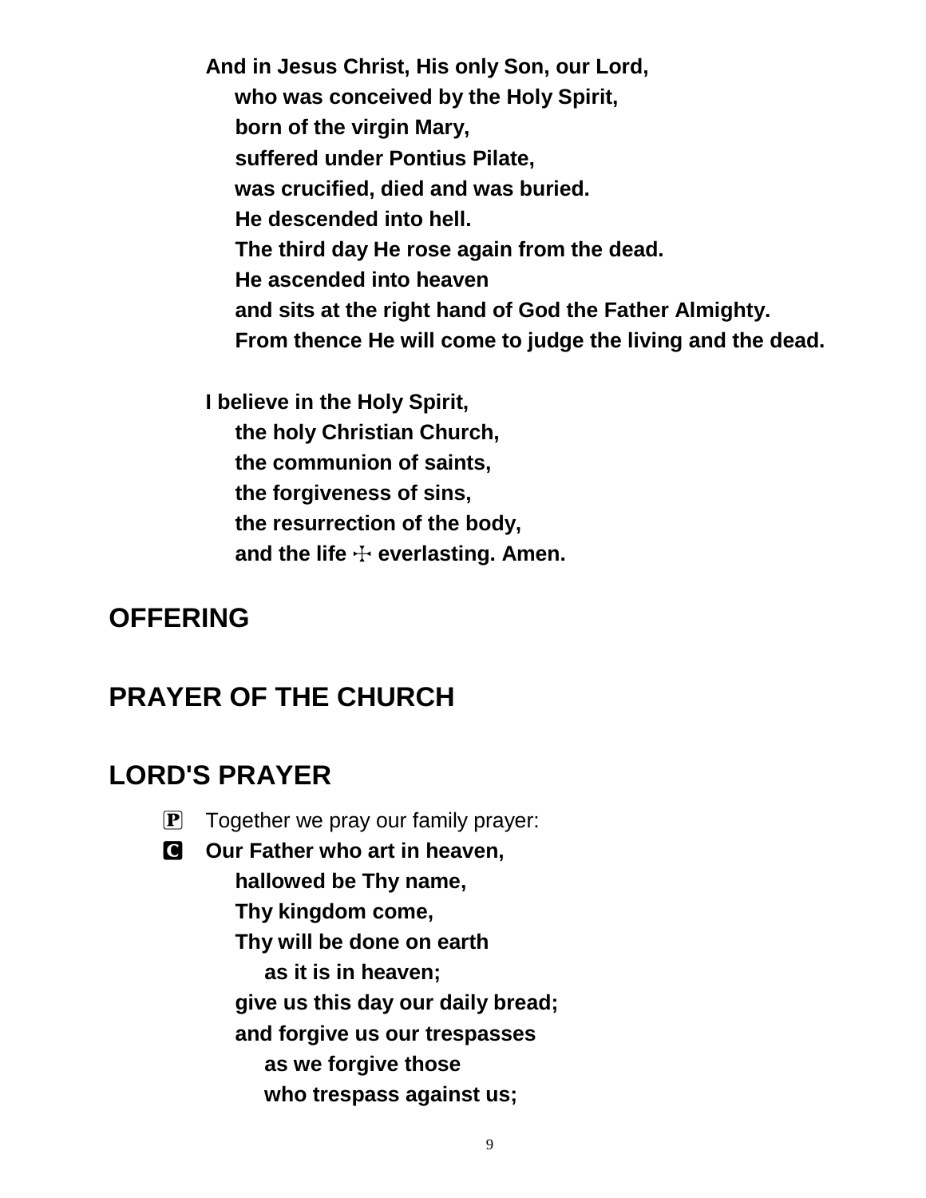**And in Jesus Christ, His only Son, our Lord,**
**who was conceived by the Holy Spirit,**
**born of the virgin Mary,**
**suffered under Pontius Pilate,**
**was crucified, died and was buried.**
**He descended into hell.**
**The third day He rose again from the dead.**
**He ascended into heaven**
**and sits at the right hand of God the Father Almighty.**
**From thence He will come to judge the living and the dead.**

**I believe in the Holy Spirit,**
**the holy Christian Church,**
**the communion of saints,**
**the forgiveness of sins,**
**the resurrection of the body,**
**and the life ☩ everlasting. Amen.**

## OFFERING

## PRAYER OF THE CHURCH

## LORD'S PRAYER

P Together we pray our family prayer:

C **Our Father who art in heaven,**
**hallowed be Thy name,**
**Thy kingdom come,**
**Thy will be done on earth**
**as it is in heaven;**
**give us this day our daily bread;**
**and forgive us our trespasses**
**as we forgive those**
**who trespass against us;**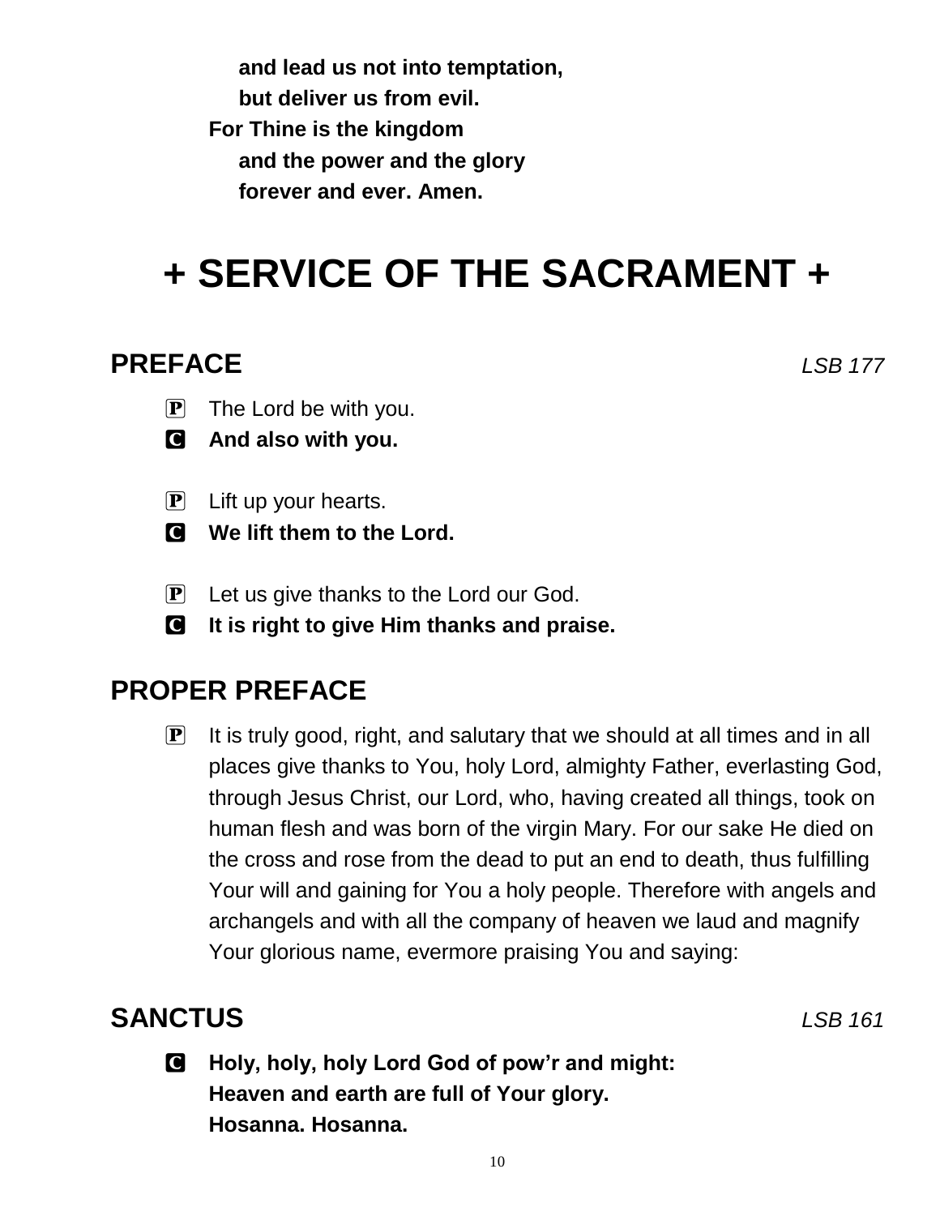**and lead us not into temptation,**
**but deliver us from evil.**
**For Thine is the kingdom**
**and the power and the glory**
**forever and ever. Amen.**

# + SERVICE OF THE SACRAMENT +

## PREFACE *LSB 177*

P The Lord be with you.
C **And also with you.**

P Lift up your hearts.
C **We lift them to the Lord.**

P Let us give thanks to the Lord our God.
C **It is right to give Him thanks and praise.**

## PROPER PREFACE

P It is truly good, right, and salutary that we should at all times and in all places give thanks to You, holy Lord, almighty Father, everlasting God, through Jesus Christ, our Lord, who, having created all things, took on human flesh and was born of the virgin Mary. For our sake He died on the cross and rose from the dead to put an end to death, thus fulfilling Your will and gaining for You a holy people. Therefore with angels and archangels and with all the company of heaven we laud and magnify Your glorious name, evermore praising You and saying:

## SANCTUS *LSB 161*

C **Holy, holy, holy Lord God of pow'r and might:**
**Heaven and earth are full of Your glory.**
**Hosanna. Hosanna.**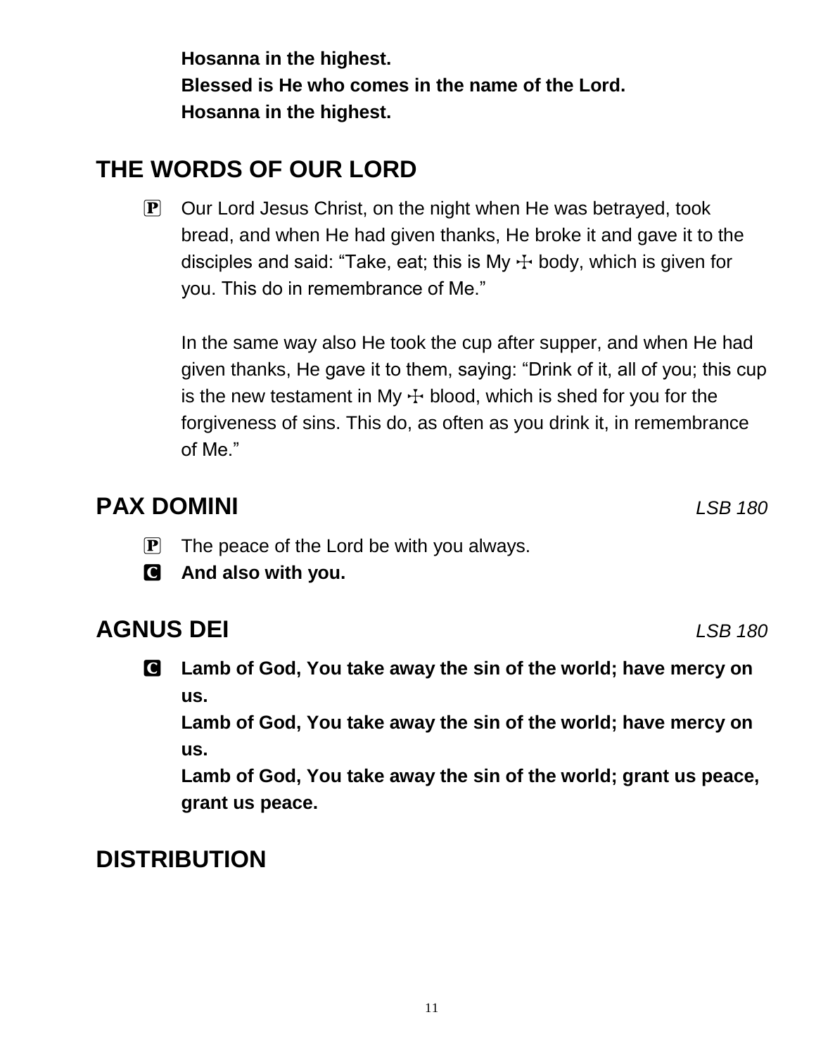**Hosanna in the highest.**
**Blessed is He who comes in the name of the Lord.**
**Hosanna in the highest.**

## THE WORDS OF OUR LORD

Ⓟ Our Lord Jesus Christ, on the night when He was betrayed, took bread, and when He had given thanks, He broke it and gave it to the disciples and said: “Take, eat; this is My ☩ body, which is given for you. This do in remembrance of Me.”

In the same way also He took the cup after supper, and when He had given thanks, He gave it to them, saying: “Drink of it, all of you; this cup is the new testament in My ☩ blood, which is shed for you for the forgiveness of sins. This do, as often as you drink it, in remembrance of Me.”

## PAX DOMINI *LSB 180*

Ⓟ The peace of the Lord be with you always.
Ⓒ **And also with you.**

## AGNUS DEI *LSB 180*

Ⓒ **Lamb of God, You take away the sin of the world; have mercy on us.**
**Lamb of God, You take away the sin of the world; have mercy on us.**
**Lamb of God, You take away the sin of the world; grant us peace, grant us peace.**

## DISTRIBUTION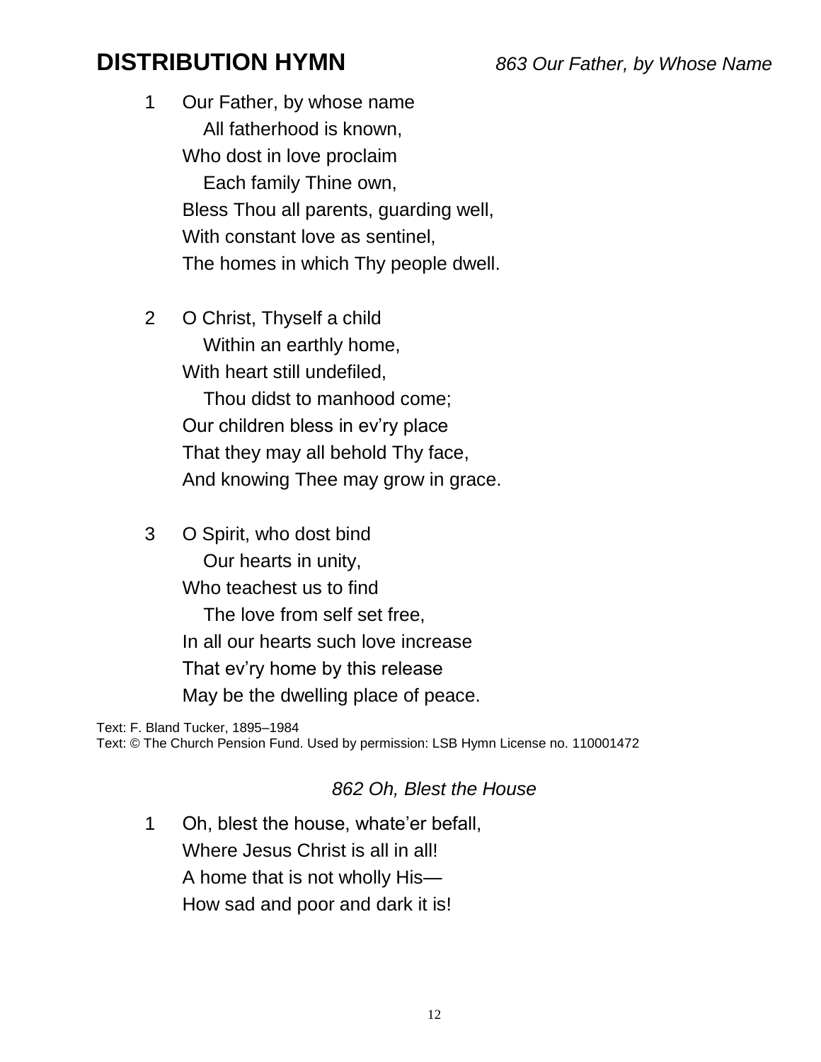## DISTRIBUTION HYMN *863 Our Father, by Whose Name*

1 Our Father, by whose name
  All fatherhood is known,
Who dost in love proclaim
  Each family Thine own,
Bless Thou all parents, guarding well,
With constant love as sentinel,
The homes in which Thy people dwell.

2 O Christ, Thyself a child
  Within an earthly home,
With heart still undefiled,
  Thou didst to manhood come;
Our children bless in ev'ry place
That they may all behold Thy face,
And knowing Thee may grow in grace.

3 O Spirit, who dost bind
  Our hearts in unity,
Who teachest us to find
  The love from self set free,
In all our hearts such love increase
That ev'ry home by this release
May be the dwelling place of peace.

Text: F. Bland Tucker, 1895–1984
Text: © The Church Pension Fund. Used by permission: LSB Hymn License no. 110001472

*862 Oh, Blest the House*

1 Oh, blest the house, whate'er befall,
Where Jesus Christ is all in all!
A home that is not wholly His—
How sad and poor and dark it is!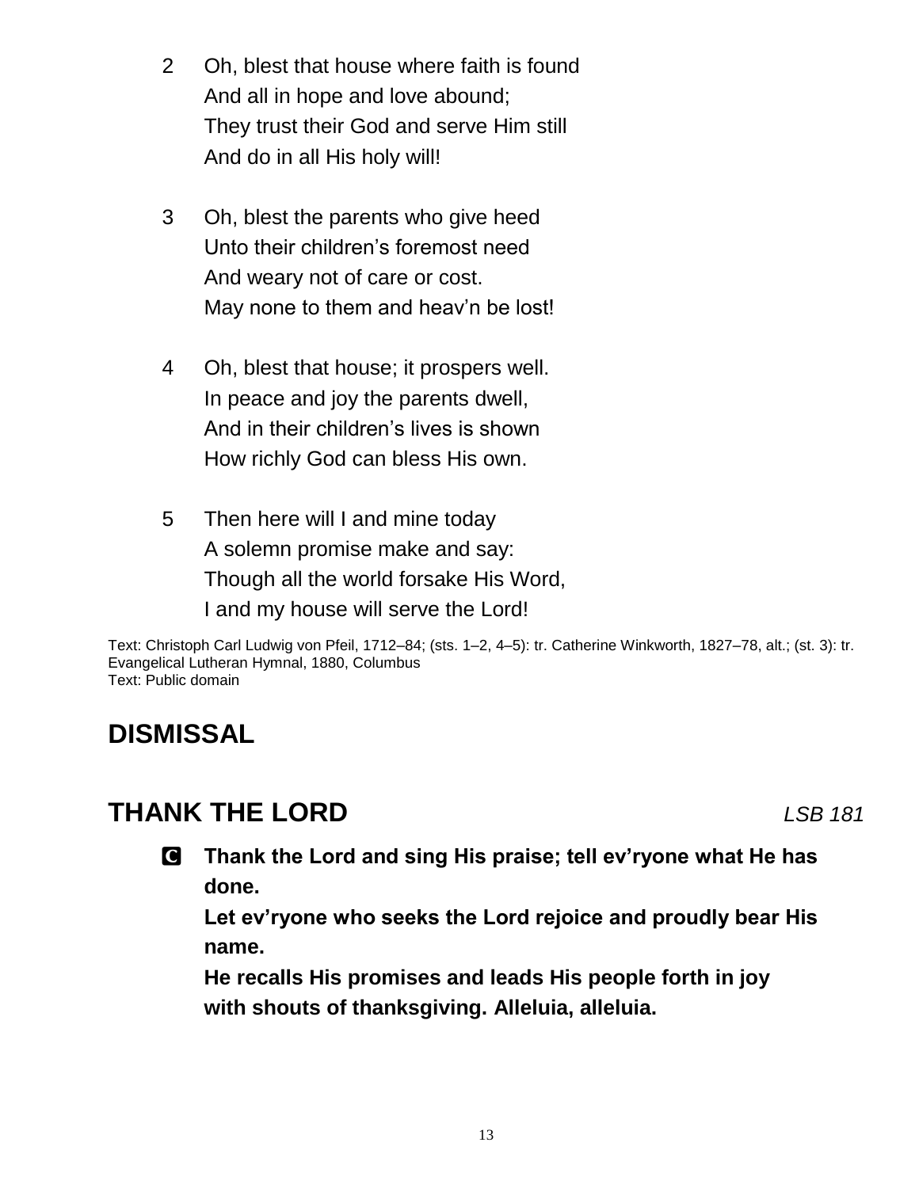2 Oh, blest that house where faith is found  
And all in hope and love abound;  
They trust their God and serve Him still  
And do in all His holy will!

3 Oh, blest the parents who give heed  
Unto their children's foremost need  
And weary not of care or cost.  
May none to them and heav'n be lost!

4 Oh, blest that house; it prospers well.  
In peace and joy the parents dwell,  
And in their children's lives is shown  
How richly God can bless His own.

5 Then here will I and mine today  
A solemn promise make and say:  
Though all the world forsake His Word,  
I and my house will serve the Lord!

Text: Christoph Carl Ludwig von Pfeil, 1712–84; (sts. 1–2, 4–5): tr. Catherine Winkworth, 1827–78, alt.; (st. 3): tr. Evangelical Lutheran Hymnal, 1880, Columbus  
Text: Public domain

## DISMISSAL

## THANK THE LORD *LSB 181*

**C** **Thank the Lord and sing His praise; tell ev'ryone what He has done.**  
**Let ev'ryone who seeks the Lord rejoice and proudly bear His name.**  
**He recalls His promises and leads His people forth in joy with shouts of thanksgiving. Alleluia, alleluia.**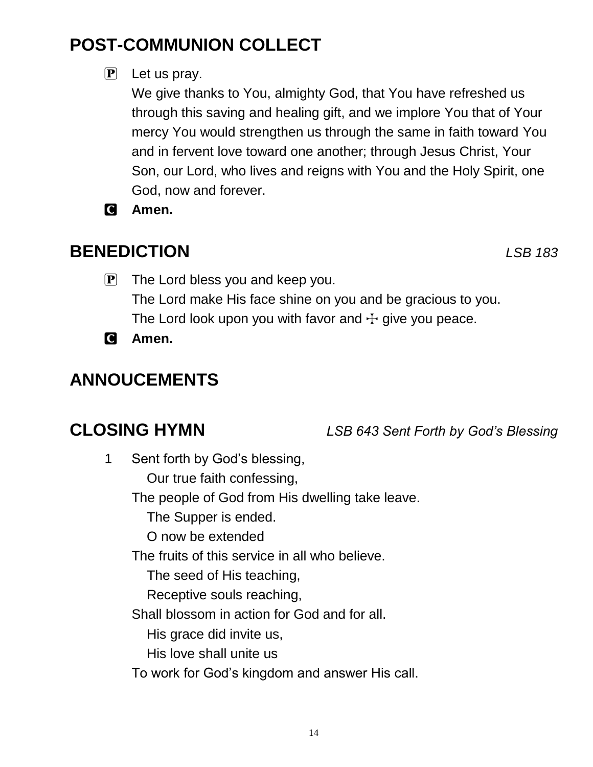## POST-COMMUNION COLLECT

P Let us pray.
We give thanks to You, almighty God, that You have refreshed us through this saving and healing gift, and we implore You that of Your mercy You would strengthen us through the same in faith toward You and in fervent love toward one another; through Jesus Christ, Your Son, our Lord, who lives and reigns with You and the Holy Spirit, one God, now and forever.

C **Amen.**

## BENEDICTION *LSB 183*

P The Lord bless you and keep you.
The Lord make His face shine on you and be gracious to you.
The Lord look upon you with favor and ☩ give you peace.

C **Amen.**

## ANNOUCEMENTS

## CLOSING HYMN *LSB 643 Sent Forth by God's Blessing*

1 Sent forth by God's blessing,
Our true faith confessing,
The people of God from His dwelling take leave.
The Supper is ended.
O now be extended
The fruits of this service in all who believe.
The seed of His teaching,
Receptive souls reaching,
Shall blossom in action for God and for all.
His grace did invite us,
His love shall unite us
To work for God's kingdom and answer His call.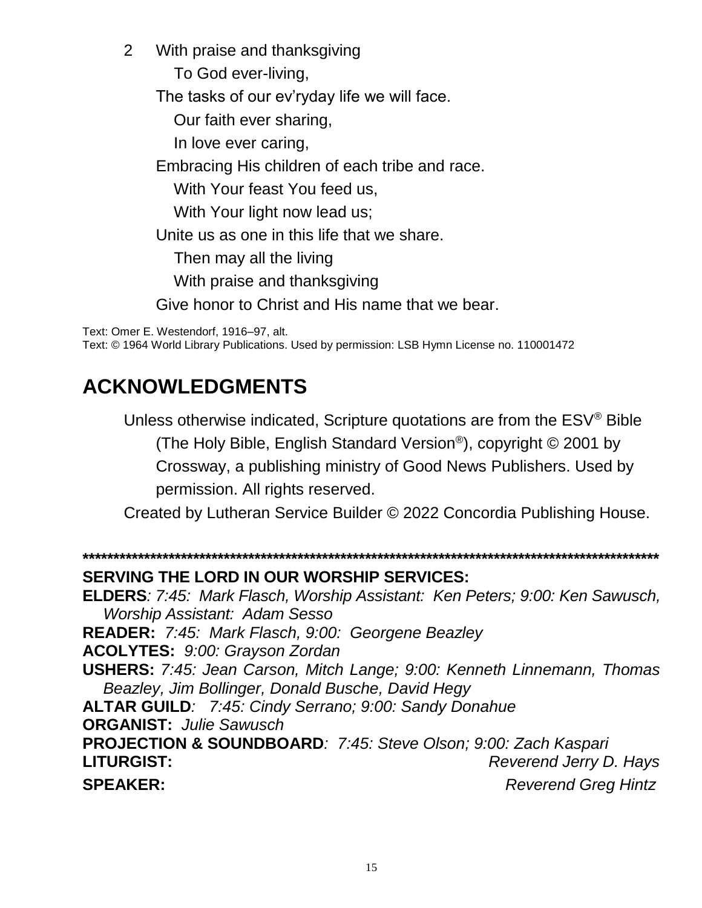2 With praise and thanksgiving
To God ever-living,
The tasks of our ev'ryday life we will face.
Our faith ever sharing,
In love ever caring,
Embracing His children of each tribe and race.
With Your feast You feed us,
With Your light now lead us;
Unite us as one in this life that we share.
Then may all the living
With praise and thanksgiving
Give honor to Christ and His name that we bear.

Text: Omer E. Westendorf, 1916–97, alt.
Text: © 1964 World Library Publications. Used by permission: LSB Hymn License no. 110001472

## ACKNOWLEDGMENTS

Unless otherwise indicated, Scripture quotations are from the ESV® Bible (The Holy Bible, English Standard Version®), copyright © 2001 by Crossway, a publishing ministry of Good News Publishers. Used by permission. All rights reserved.

Created by Lutheran Service Builder © 2022 Concordia Publishing House.

****************************************************************************************************

**SERVING THE LORD IN OUR WORSHIP SERVICES:**

**ELDERS***: 7:45: Mark Flasch, Worship Assistant: Ken Peters; 9:00: Ken Sawusch, Worship Assistant: Adam Sesso*

**READER:** *7:45: Mark Flasch, 9:00: Georgene Beazley*

**ACOLYTES:** *9:00: Grayson Zordan*

**USHERS:** *7:45: Jean Carson, Mitch Lange; 9:00: Kenneth Linnemann, Thomas Beazley, Jim Bollinger, Donald Busche, David Hegy*

**ALTAR GUILD***: 7:45: Cindy Serrano; 9:00: Sandy Donahue*

**ORGANIST:** *Julie Sawusch*

**PROJECTION & SOUNDBOARD***: 7:45: Steve Olson; 9:00: Zach Kaspari*

**LITURGIST:** *Reverend Jerry D. Hays*

**SPEAKER:** *Reverend Greg Hintz*